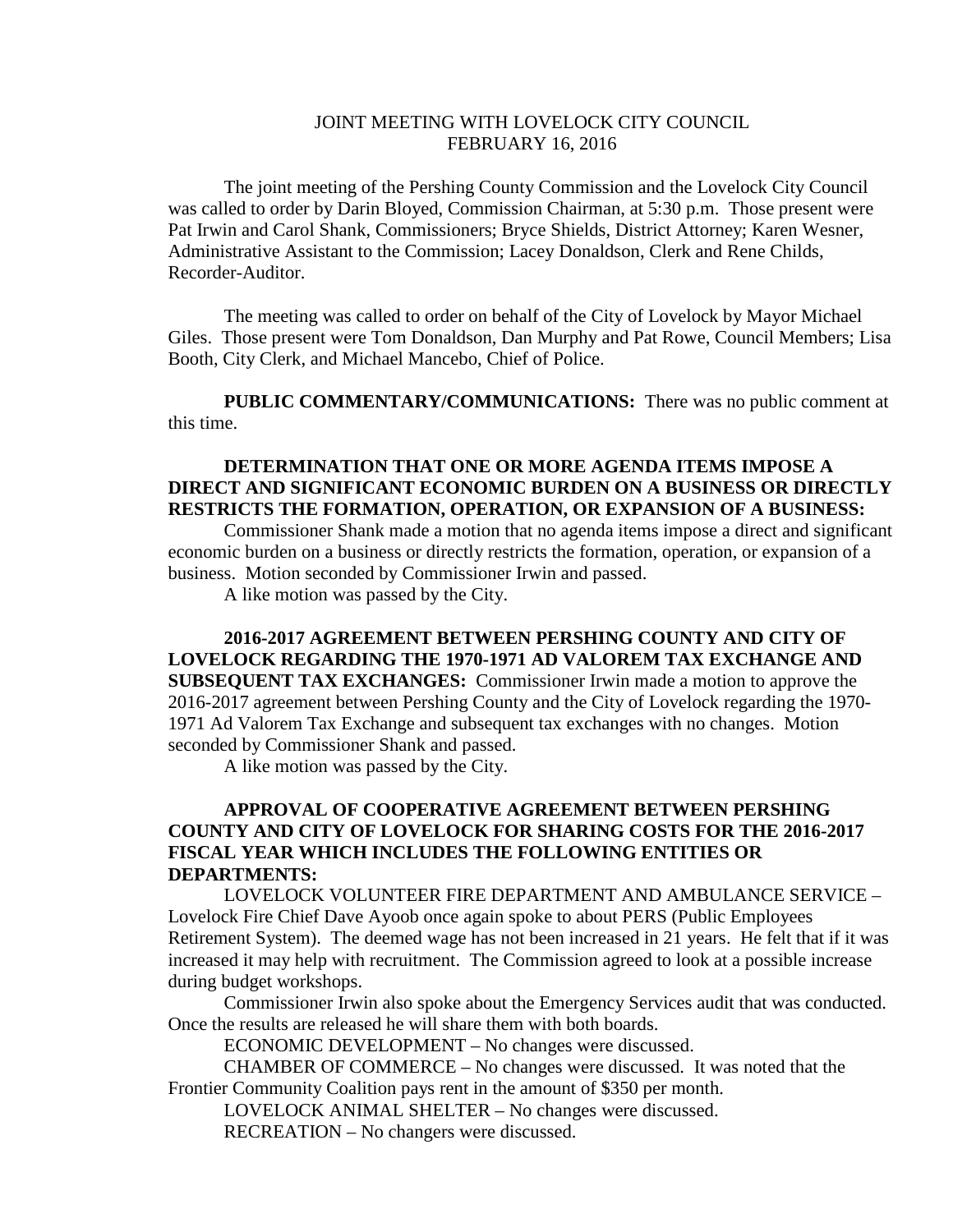JOINT MEETING WITH LOVELOCK CITY COUNCIL
FEBRUARY 16, 2016

The joint meeting of the Pershing County Commission and the Lovelock City Council was called to order by Darin Bloyed, Commission Chairman, at 5:30 p.m. Those present were Pat Irwin and Carol Shank, Commissioners; Bryce Shields, District Attorney; Karen Wesner, Administrative Assistant to the Commission; Lacey Donaldson, Clerk and Rene Childs, Recorder-Auditor.

The meeting was called to order on behalf of the City of Lovelock by Mayor Michael Giles. Those present were Tom Donaldson, Dan Murphy and Pat Rowe, Council Members; Lisa Booth, City Clerk, and Michael Mancebo, Chief of Police.

**PUBLIC COMMENTARY/COMMUNICATIONS:** There was no public comment at this time.

**DETERMINATION THAT ONE OR MORE AGENDA ITEMS IMPOSE A DIRECT AND SIGNIFICANT ECONOMIC BURDEN ON A BUSINESS OR DIRECTLY RESTRICTS THE FORMATION, OPERATION, OR EXPANSION OF A BUSINESS:** Commissioner Shank made a motion that no agenda items impose a direct and significant economic burden on a business or directly restricts the formation, operation, or expansion of a business. Motion seconded by Commissioner Irwin and passed.

A like motion was passed by the City.

**2016-2017 AGREEMENT BETWEEN PERSHING COUNTY AND CITY OF LOVELOCK REGARDING THE 1970-1971 AD VALOREM TAX EXCHANGE AND SUBSEQUENT TAX EXCHANGES:** Commissioner Irwin made a motion to approve the 2016-2017 agreement between Pershing County and the City of Lovelock regarding the 1970-1971 Ad Valorem Tax Exchange and subsequent tax exchanges with no changes. Motion seconded by Commissioner Shank and passed.

A like motion was passed by the City.

**APPROVAL OF COOPERATIVE AGREEMENT BETWEEN PERSHING COUNTY AND CITY OF LOVELOCK FOR SHARING COSTS FOR THE 2016-2017 FISCAL YEAR WHICH INCLUDES THE FOLLOWING ENTITIES OR DEPARTMENTS:**

LOVELOCK VOLUNTEER FIRE DEPARTMENT AND AMBULANCE SERVICE – Lovelock Fire Chief Dave Ayoob once again spoke to about PERS (Public Employees Retirement System). The deemed wage has not been increased in 21 years. He felt that if it was increased it may help with recruitment. The Commission agreed to look at a possible increase during budget workshops.

Commissioner Irwin also spoke about the Emergency Services audit that was conducted. Once the results are released he will share them with both boards.

ECONOMIC DEVELOPMENT – No changes were discussed.

CHAMBER OF COMMERCE – No changes were discussed. It was noted that the Frontier Community Coalition pays rent in the amount of $350 per month.

LOVELOCK ANIMAL SHELTER – No changes were discussed.

RECREATION – No changers were discussed.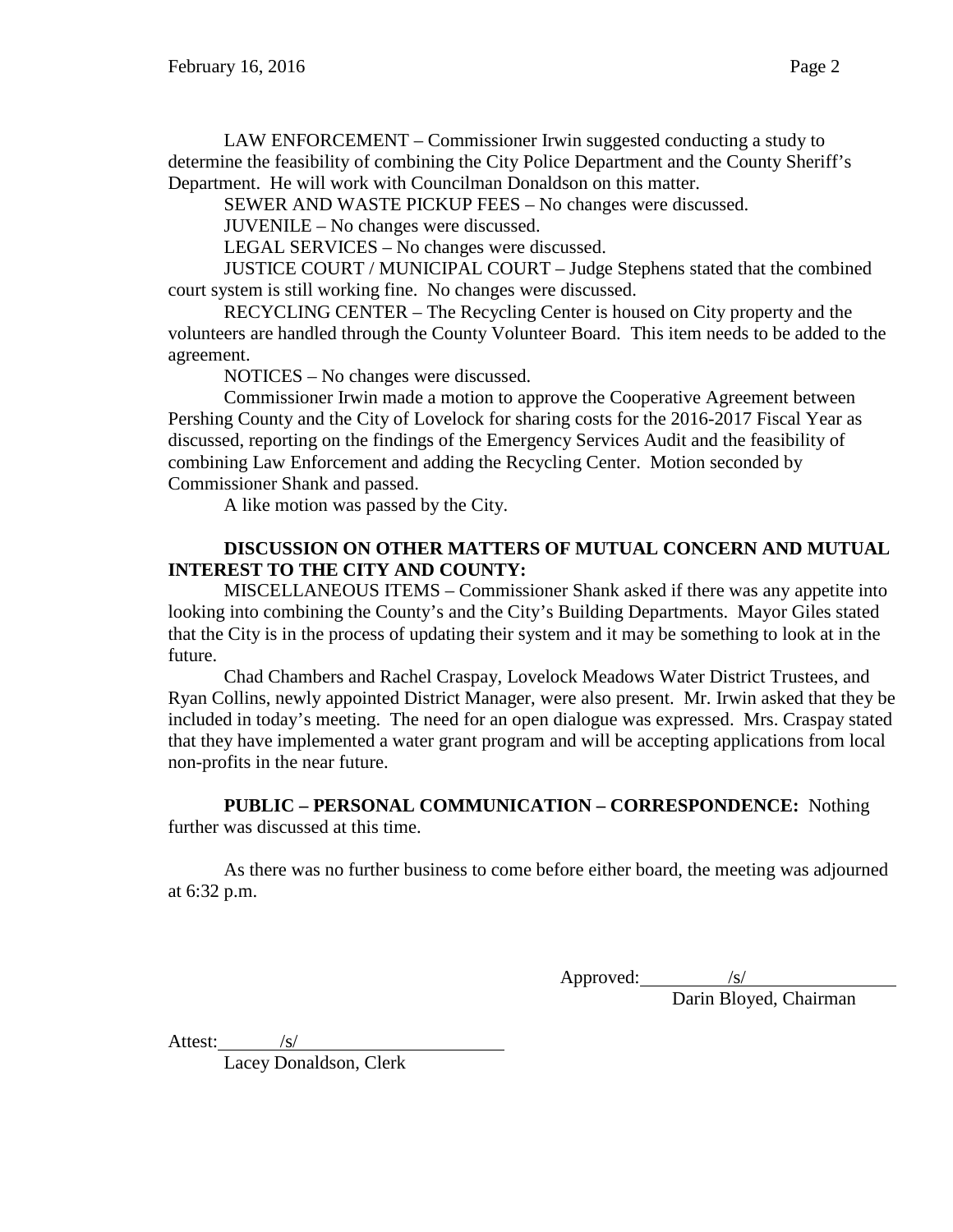LAW ENFORCEMENT – Commissioner Irwin suggested conducting a study to determine the feasibility of combining the City Police Department and the County Sheriff's Department. He will work with Councilman Donaldson on this matter.

SEWER AND WASTE PICKUP FEES – No changes were discussed.

JUVENILE – No changes were discussed.

LEGAL SERVICES – No changes were discussed.

JUSTICE COURT / MUNICIPAL COURT – Judge Stephens stated that the combined court system is still working fine. No changes were discussed.

RECYCLING CENTER – The Recycling Center is housed on City property and the volunteers are handled through the County Volunteer Board. This item needs to be added to the agreement.

NOTICES – No changes were discussed.

Commissioner Irwin made a motion to approve the Cooperative Agreement between Pershing County and the City of Lovelock for sharing costs for the 2016-2017 Fiscal Year as discussed, reporting on the findings of the Emergency Services Audit and the feasibility of combining Law Enforcement and adding the Recycling Center. Motion seconded by Commissioner Shank and passed.

A like motion was passed by the City.

**DISCUSSION ON OTHER MATTERS OF MUTUAL CONCERN AND MUTUAL INTEREST TO THE CITY AND COUNTY:**

MISCELLANEOUS ITEMS – Commissioner Shank asked if there was any appetite into looking into combining the County's and the City's Building Departments. Mayor Giles stated that the City is in the process of updating their system and it may be something to look at in the future.

Chad Chambers and Rachel Craspay, Lovelock Meadows Water District Trustees, and Ryan Collins, newly appointed District Manager, were also present. Mr. Irwin asked that they be included in today's meeting. The need for an open dialogue was expressed. Mrs. Craspay stated that they have implemented a water grant program and will be accepting applications from local non-profits in the near future.

**PUBLIC – PERSONAL COMMUNICATION – CORRESPONDENCE:** Nothing further was discussed at this time.

As there was no further business to come before either board, the meeting was adjourned at 6:32 p.m.

Approved: /s/
Darin Bloyed, Chairman

Attest: /s/
Lacey Donaldson, Clerk